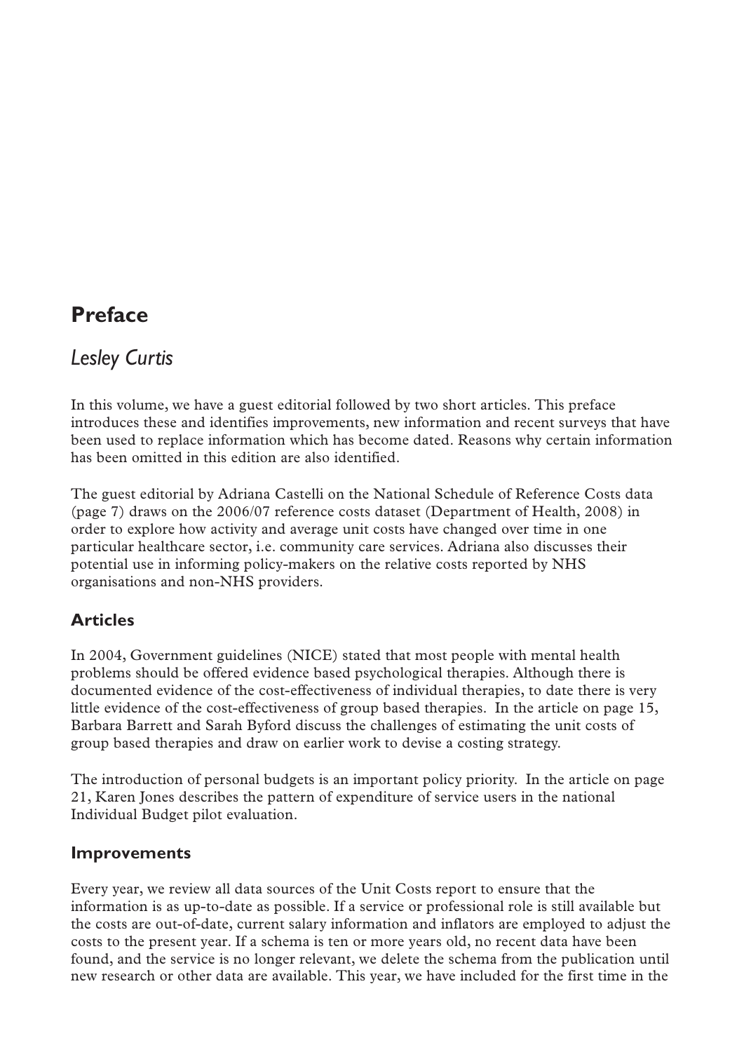## Preface

### *Lesley Curtis*

In this volume, we have a guest editorial followed by two short articles. This preface introduces these and identifies improvements, new information and recent surveys that have been used to replace information which has become dated. Reasons why certain information has been omitted in this edition are also identified.

The guest editorial by Adriana Castelli on the National Schedule of Reference Costs data (page 7) draws on the 2006/07 reference costs dataset (Department of Health, 2008) in order to explore how activity and average unit costs have changed over time in one particular healthcare sector, i.e. community care services. Adriana also discusses their potential use in informing policy-makers on the relative costs reported by NHS organisations and non-NHS providers.

### Articles

In 2004, Government guidelines (NICE) stated that most people with mental health problems should be offered evidence based psychological therapies. Although there is documented evidence of the cost-effectiveness of individual therapies, to date there is very little evidence of the cost-effectiveness of group based therapies. In the article on page 15, Barbara Barrett and Sarah Byford discuss the challenges of estimating the unit costs of group based therapies and draw on earlier work to devise a costing strategy.

The introduction of personal budgets is an important policy priority. In the article on page 21, Karen Jones describes the pattern of expenditure of service users in the national Individual Budget pilot evaluation.

### Improvements

Every year, we review all data sources of the Unit Costs report to ensure that the information is as up-to-date as possible. If a service or professional role is still available but the costs are out-of-date, current salary information and inflators are employed to adjust the costs to the present year. If a schema is ten or more years old, no recent data have been found, and the service is no longer relevant, we delete the schema from the publication until new research or other data are available. This year, we have included for the first time in the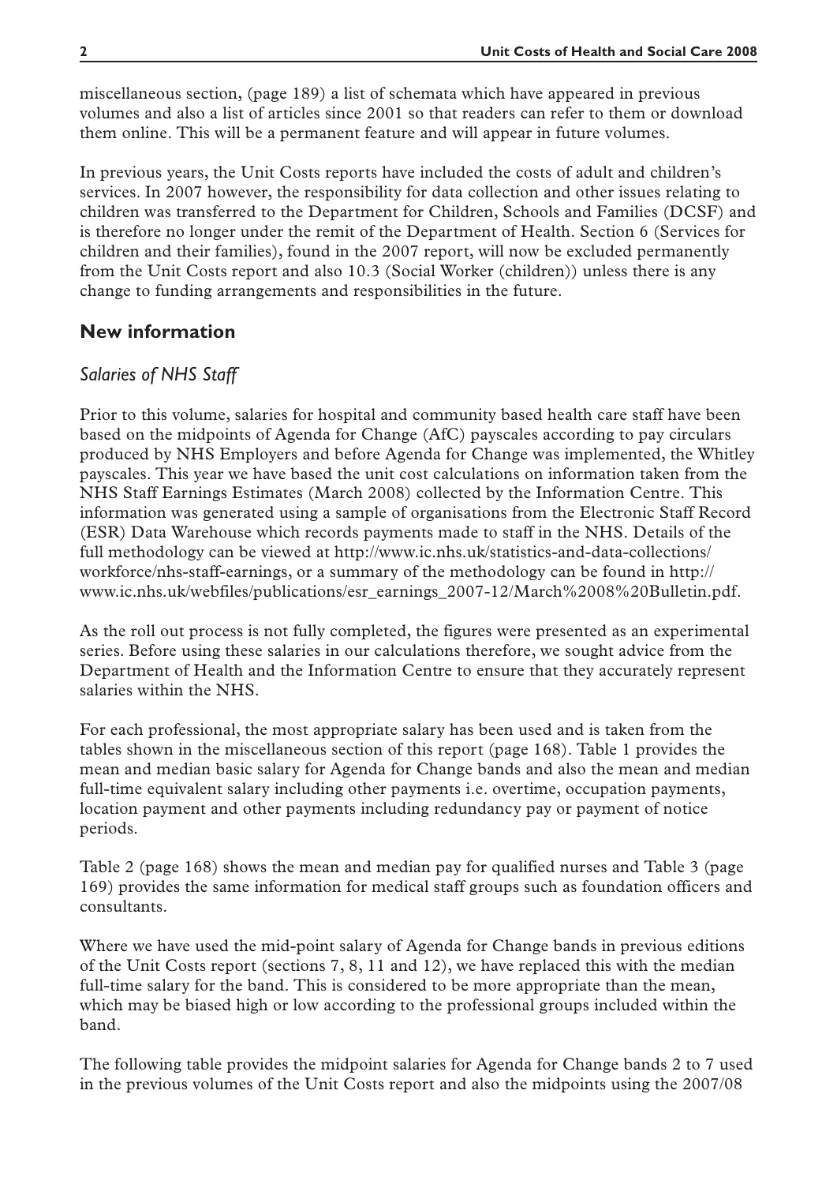miscellaneous section, (page 189) a list of schemata which have appeared in previous volumes and also a list of articles since 2001 so that readers can refer to them or download them online. This will be a permanent feature and will appear in future volumes.

In previous years, the Unit Costs reports have included the costs of adult and children's services. In 2007 however, the responsibility for data collection and other issues relating to children was transferred to the Department for Children, Schools and Families (DCSF) and is therefore no longer under the remit of the Department of Health. Section 6 (Services for children and their families), found in the 2007 report, will now be excluded permanently from the Unit Costs report and also 10.3 (Social Worker (children)) unless there is any change to funding arrangements and responsibilities in the future.

## New information

### *Salaries of NHS Staff*

Prior to this volume, salaries for hospital and community based health care staff have been based on the midpoints of Agenda for Change (AfC) payscales according to pay circulars produced by NHS Employers and before Agenda for Change was implemented, the Whitley payscales. This year we have based the unit cost calculations on information taken from the NHS Staff Earnings Estimates (March 2008) collected by the Information Centre. This information was generated using a sample of organisations from the Electronic Staff Record (ESR) Data Warehouse which records payments made to staff in the NHS. Details of the full methodology can be viewed at http://www.ic.nhs.uk/statistics-and-data-collections/workforce/nhs-staff-earnings, or a summary of the methodology can be found in http://www.ic.nhs.uk/webfiles/publications/esr_earnings_2007-12/March%2008%20Bulletin.pdf.

As the roll out process is not fully completed, the figures were presented as an experimental series. Before using these salaries in our calculations therefore, we sought advice from the Department of Health and the Information Centre to ensure that they accurately represent salaries within the NHS.

For each professional, the most appropriate salary has been used and is taken from the tables shown in the miscellaneous section of this report (page 168). Table 1 provides the mean and median basic salary for Agenda for Change bands and also the mean and median full-time equivalent salary including other payments i.e. overtime, occupation payments, location payment and other payments including redundancy pay or payment of notice periods.

Table 2 (page 168) shows the mean and median pay for qualified nurses and Table 3 (page 169) provides the same information for medical staff groups such as foundation officers and consultants.

Where we have used the mid-point salary of Agenda for Change bands in previous editions of the Unit Costs report (sections 7, 8, 11 and 12), we have replaced this with the median full-time salary for the band. This is considered to be more appropriate than the mean, which may be biased high or low according to the professional groups included within the band.

The following table provides the midpoint salaries for Agenda for Change bands 2 to 7 used in the previous volumes of the Unit Costs report and also the midpoints using the 2007/08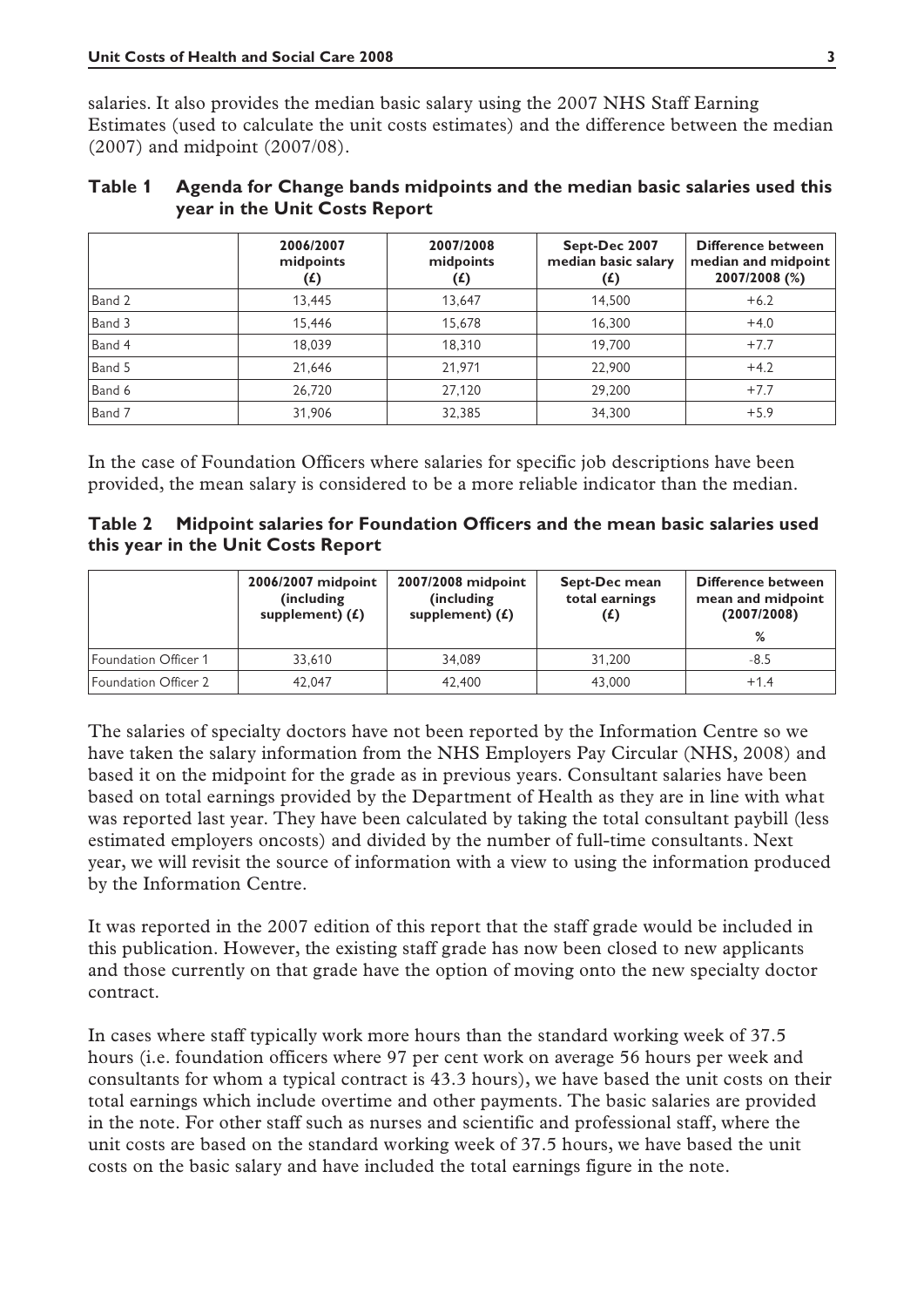salaries. It also provides the median basic salary using the 2007 NHS Staff Earning Estimates (used to calculate the unit costs estimates) and the difference between the median (2007) and midpoint (2007/08).

**Table 1 Agenda for Change bands midpoints and the median basic salaries used this year in the Unit Costs Report**

| | 2006/2007 midpoints (£) | 2007/2008 midpoints (£) | Sept-Dec 2007 median basic salary (£) | Difference between median and midpoint 2007/2008 (%) |
|---|---|---|---|---|
| Band 2 | 13,445 | 13,647 | 14,500 | +6.2 |
| Band 3 | 15,446 | 15,678 | 16,300 | +4.0 |
| Band 4 | 18,039 | 18,310 | 19,700 | +7.7 |
| Band 5 | 21,646 | 21,971 | 22,900 | +4.2 |
| Band 6 | 26,720 | 27,120 | 29,200 | +7.7 |
| Band 7 | 31,906 | 32,385 | 34,300 | +5.9 |

In the case of Foundation Officers where salaries for specific job descriptions have been provided, the mean salary is considered to be a more reliable indicator than the median.

**Table 2 Midpoint salaries for Foundation Officers and the mean basic salaries used this year in the Unit Costs Report**

| | 2006/2007 midpoint (including supplement) (£) | 2007/2008 midpoint (including supplement) (£) | Sept-Dec mean total earnings (£) | Difference between mean and midpoint (2007/2008) % |
|---|---|---|---|---|
| Foundation Officer 1 | 33,610 | 34,089 | 31,200 | -8.5 |
| Foundation Officer 2 | 42,047 | 42,400 | 43,000 | +1.4 |

The salaries of specialty doctors have not been reported by the Information Centre so we have taken the salary information from the NHS Employers Pay Circular (NHS, 2008) and based it on the midpoint for the grade as in previous years. Consultant salaries have been based on total earnings provided by the Department of Health as they are in line with what was reported last year. They have been calculated by taking the total consultant paybill (less estimated employers oncosts) and divided by the number of full-time consultants. Next year, we will revisit the source of information with a view to using the information produced by the Information Centre.

It was reported in the 2007 edition of this report that the staff grade would be included in this publication. However, the existing staff grade has now been closed to new applicants and those currently on that grade have the option of moving onto the new specialty doctor contract.

In cases where staff typically work more hours than the standard working week of 37.5 hours (i.e. foundation officers where 97 per cent work on average 56 hours per week and consultants for whom a typical contract is 43.3 hours), we have based the unit costs on their total earnings which include overtime and other payments. The basic salaries are provided in the note. For other staff such as nurses and scientific and professional staff, where the unit costs are based on the standard working week of 37.5 hours, we have based the unit costs on the basic salary and have included the total earnings figure in the note.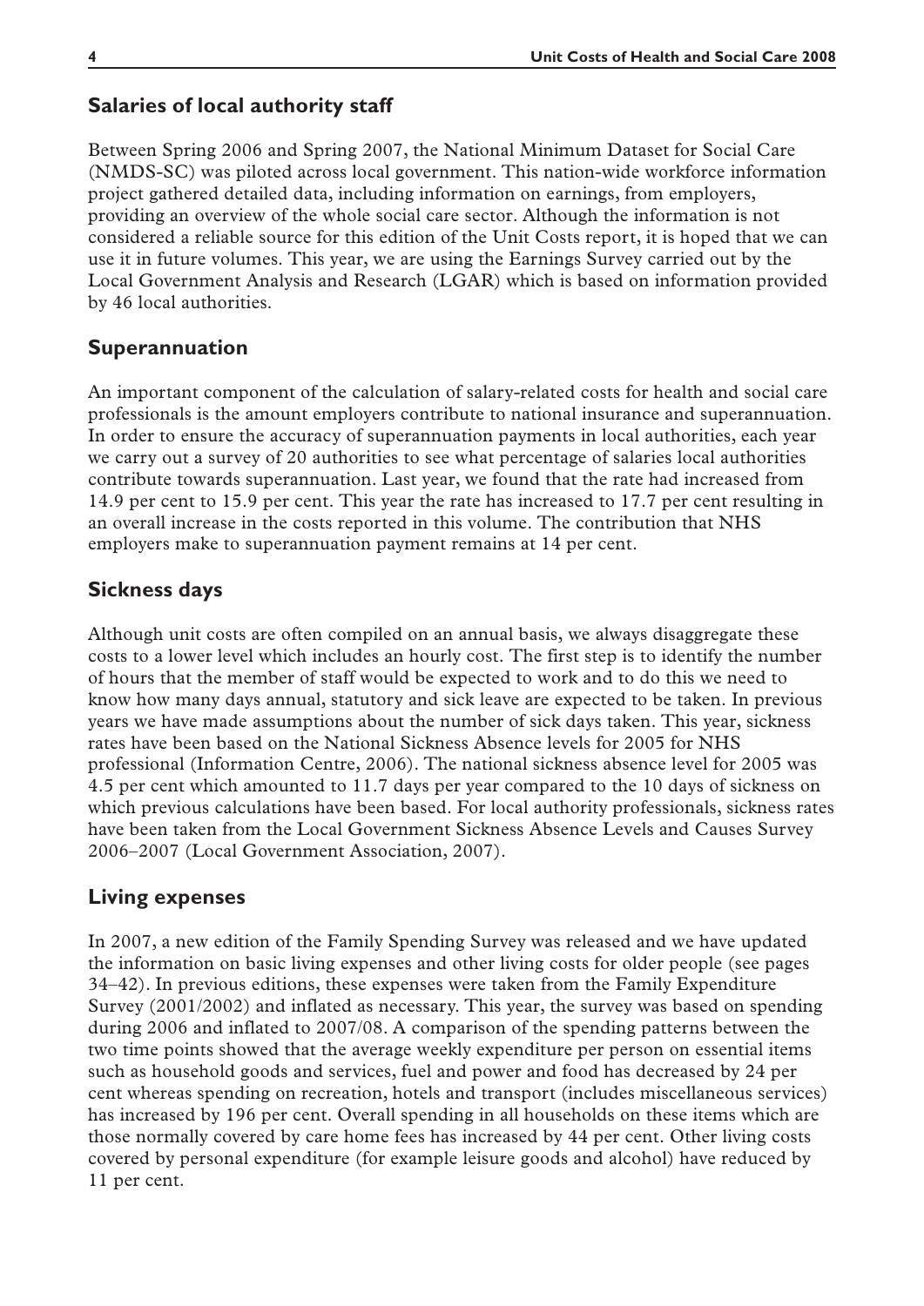## Salaries of local authority staff

Between Spring 2006 and Spring 2007, the National Minimum Dataset for Social Care (NMDS-SC) was piloted across local government. This nation-wide workforce information project gathered detailed data, including information on earnings, from employers, providing an overview of the whole social care sector. Although the information is not considered a reliable source for this edition of the Unit Costs report, it is hoped that we can use it in future volumes. This year, we are using the Earnings Survey carried out by the Local Government Analysis and Research (LGAR) which is based on information provided by 46 local authorities.

## Superannuation

An important component of the calculation of salary-related costs for health and social care professionals is the amount employers contribute to national insurance and superannuation. In order to ensure the accuracy of superannuation payments in local authorities, each year we carry out a survey of 20 authorities to see what percentage of salaries local authorities contribute towards superannuation. Last year, we found that the rate had increased from 14.9 per cent to 15.9 per cent. This year the rate has increased to 17.7 per cent resulting in an overall increase in the costs reported in this volume. The contribution that NHS employers make to superannuation payment remains at 14 per cent.

## Sickness days

Although unit costs are often compiled on an annual basis, we always disaggregate these costs to a lower level which includes an hourly cost. The first step is to identify the number of hours that the member of staff would be expected to work and to do this we need to know how many days annual, statutory and sick leave are expected to be taken. In previous years we have made assumptions about the number of sick days taken. This year, sickness rates have been based on the National Sickness Absence levels for 2005 for NHS professional (Information Centre, 2006). The national sickness absence level for 2005 was 4.5 per cent which amounted to 11.7 days per year compared to the 10 days of sickness on which previous calculations have been based. For local authority professionals, sickness rates have been taken from the Local Government Sickness Absence Levels and Causes Survey 2006–2007 (Local Government Association, 2007).

## Living expenses

In 2007, a new edition of the Family Spending Survey was released and we have updated the information on basic living expenses and other living costs for older people (see pages 34–42). In previous editions, these expenses were taken from the Family Expenditure Survey (2001/2002) and inflated as necessary. This year, the survey was based on spending during 2006 and inflated to 2007/08. A comparison of the spending patterns between the two time points showed that the average weekly expenditure per person on essential items such as household goods and services, fuel and power and food has decreased by 24 per cent whereas spending on recreation, hotels and transport (includes miscellaneous services) has increased by 196 per cent. Overall spending in all households on these items which are those normally covered by care home fees has increased by 44 per cent. Other living costs covered by personal expenditure (for example leisure goods and alcohol) have reduced by 11 per cent.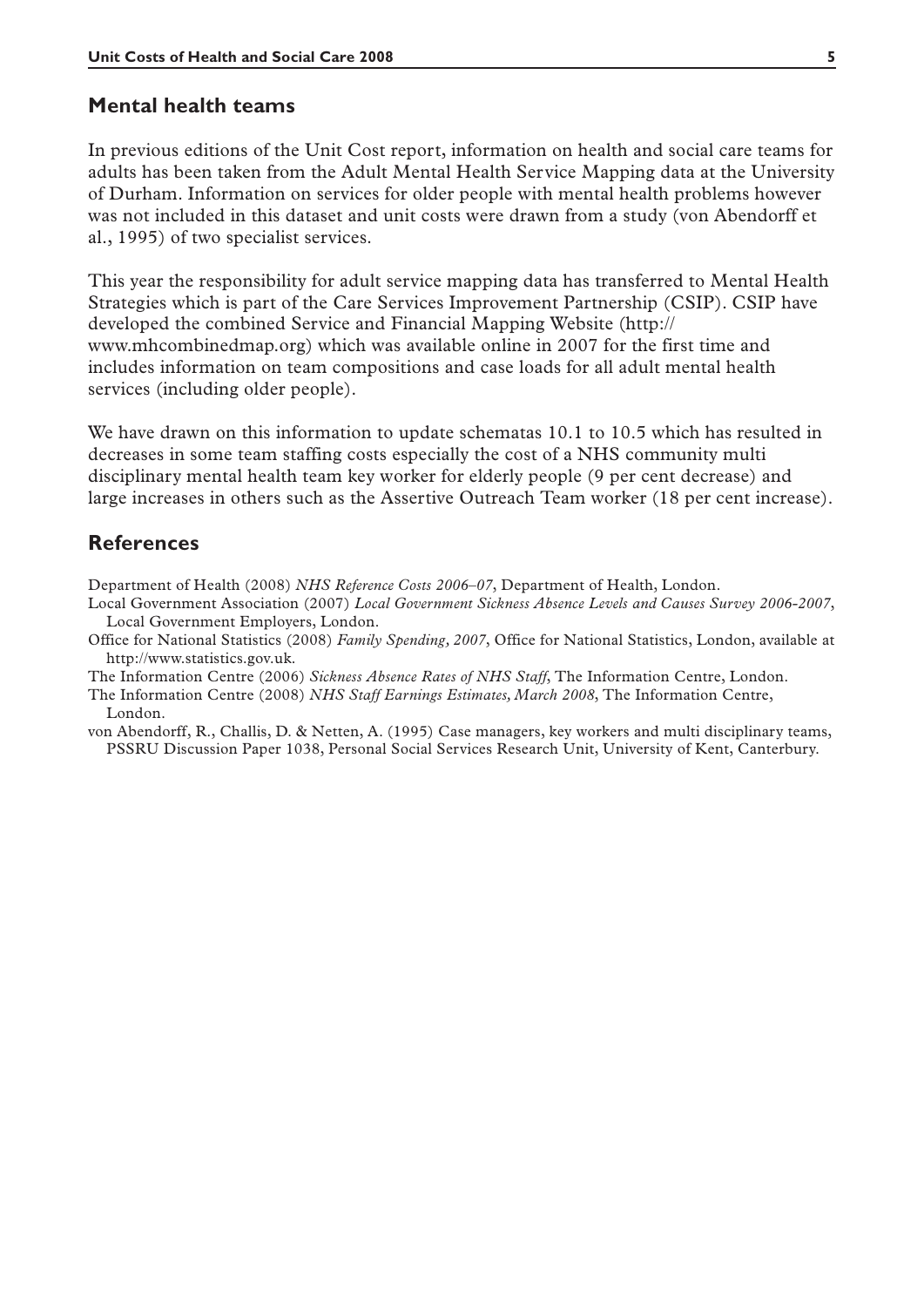## Mental health teams

In previous editions of the Unit Cost report, information on health and social care teams for adults has been taken from the Adult Mental Health Service Mapping data at the University of Durham. Information on services for older people with mental health problems however was not included in this dataset and unit costs were drawn from a study (von Abendorff et al., 1995) of two specialist services.

This year the responsibility for adult service mapping data has transferred to Mental Health Strategies which is part of the Care Services Improvement Partnership (CSIP). CSIP have developed the combined Service and Financial Mapping Website (http://www.mhcombinedmap.org) which was available online in 2007 for the first time and includes information on team compositions and case loads for all adult mental health services (including older people).

We have drawn on this information to update schematas 10.1 to 10.5 which has resulted in decreases in some team staffing costs especially the cost of a NHS community multi disciplinary mental health team key worker for elderly people (9 per cent decrease) and large increases in others such as the Assertive Outreach Team worker (18 per cent increase).

## References

Department of Health (2008) *NHS Reference Costs 2006–07*, Department of Health, London.

Local Government Association (2007) *Local Government Sickness Absence Levels and Causes Survey 2006-2007*, Local Government Employers, London.

Office for National Statistics (2008) *Family Spending, 2007*, Office for National Statistics, London, available at http://www.statistics.gov.uk.

The Information Centre (2006) *Sickness Absence Rates of NHS Staff*, The Information Centre, London.

The Information Centre (2008) *NHS Staff Earnings Estimates, March 2008*, The Information Centre, London.

von Abendorff, R., Challis, D. & Netten, A. (1995) Case managers, key workers and multi disciplinary teams, PSSRU Discussion Paper 1038, Personal Social Services Research Unit, University of Kent, Canterbury.